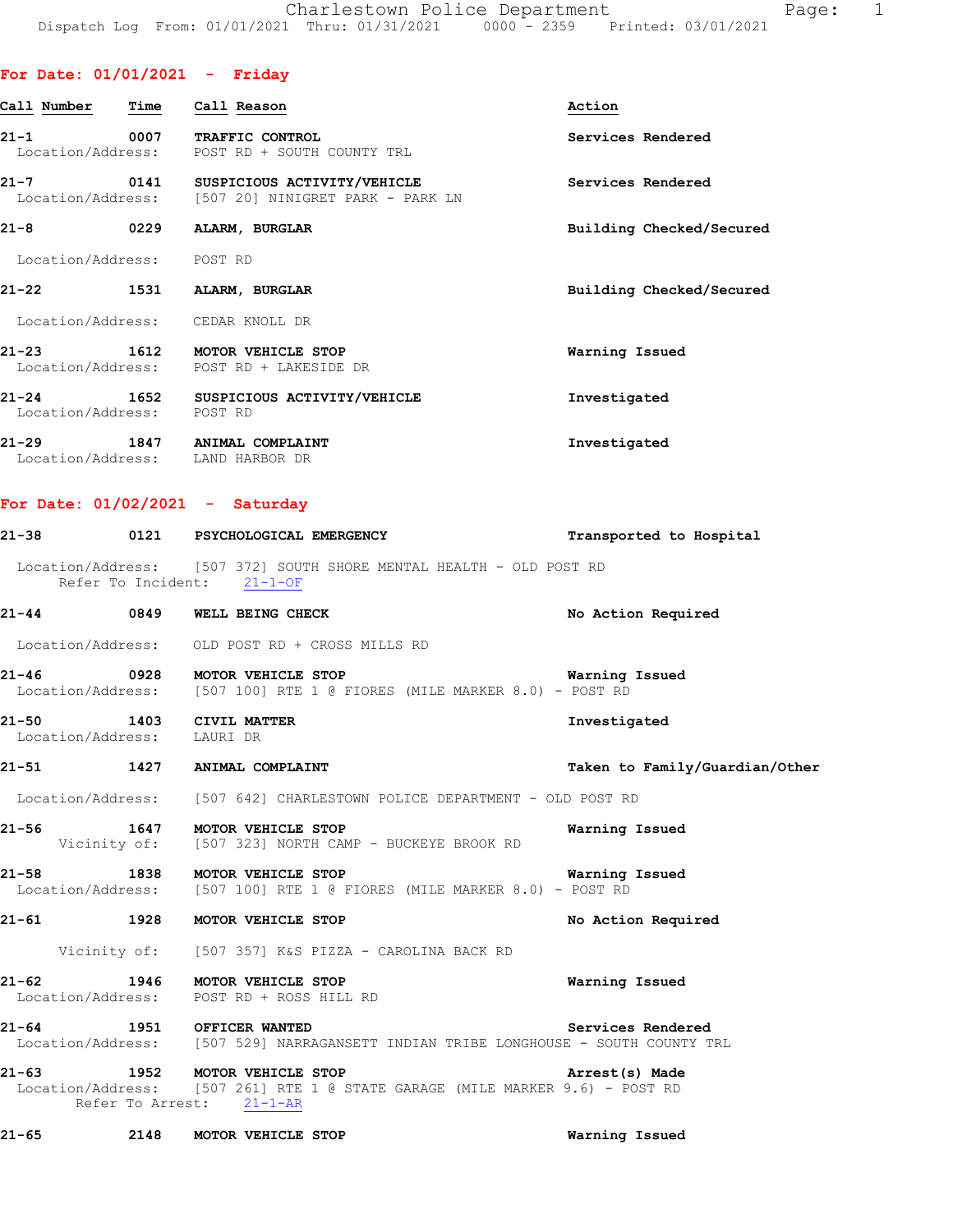Charlestown Police Department

Dispatch Log From: 01/01/2021 Thru: 01/31/2021 0000 - 2359 Printed: 03/01/2021

## For Date: 01/01/2021 - Friday

| Call Number | Time | Call Reason | Action |
|---|---|---|---|
| 21-1 | 0007 | TRAFFIC CONTROL | Services Rendered |
| Location/Address: | | POST RD + SOUTH COUNTY TRL | |
| 21-7 | 0141 | SUSPICIOUS ACTIVITY/VEHICLE | Services Rendered |
| Location/Address: | | [507 20] NINIGRET PARK - PARK LN | |
| 21-8 | 0229 | ALARM, BURGLAR | Building Checked/Secured |
| Location/Address: | | POST RD | |
| 21-22 | 1531 | ALARM, BURGLAR | Building Checked/Secured |
| Location/Address: | | CEDAR KNOLL DR | |
| 21-23 | 1612 | MOTOR VEHICLE STOP | Warning Issued |
| Location/Address: | | POST RD + LAKESIDE DR | |
| 21-24 | 1652 | SUSPICIOUS ACTIVITY/VEHICLE | Investigated |
| Location/Address: | | POST RD | |
| 21-29 | 1847 | ANIMAL COMPLAINT | Investigated |
| Location/Address: | | LAND HARBOR DR | |

## For Date: 01/02/2021 - Saturday

| Call Number | Time | Call Reason | Action |
|---|---|---|---|
| 21-38 | 0121 | PSYCHOLOGICAL EMERGENCY | Transported to Hospital |
| Location/Address: | | [507 372] SOUTH SHORE MENTAL HEALTH - OLD POST RD | |
| Refer To Incident: | | 21-1-OF | |
| 21-44 | 0849 | WELL BEING CHECK | No Action Required |
| Location/Address: | | OLD POST RD + CROSS MILLS RD | |
| 21-46 | 0928 | MOTOR VEHICLE STOP | Warning Issued |
| Location/Address: | | [507 100] RTE 1 @ FIORES (MILE MARKER 8.0) - POST RD | |
| 21-50 | 1403 | CIVIL MATTER | Investigated |
| Location/Address: | | LAURI DR | |
| 21-51 | 1427 | ANIMAL COMPLAINT | Taken to Family/Guardian/Other |
| Location/Address: | | [507 642] CHARLESTOWN POLICE DEPARTMENT - OLD POST RD | |
| 21-56 | 1647 | MOTOR VEHICLE STOP | Warning Issued |
| Vicinity of: | | [507 323] NORTH CAMP - BUCKEYE BROOK RD | |
| 21-58 | 1838 | MOTOR VEHICLE STOP | Warning Issued |
| Location/Address: | | [507 100] RTE 1 @ FIORES (MILE MARKER 8.0) - POST RD | |
| 21-61 | 1928 | MOTOR VEHICLE STOP | No Action Required |
| Vicinity of: | | [507 357] K&S PIZZA - CAROLINA BACK RD | |
| 21-62 | 1946 | MOTOR VEHICLE STOP | Warning Issued |
| Location/Address: | | POST RD + ROSS HILL RD | |
| 21-64 | 1951 | OFFICER WANTED | Services Rendered |
| Location/Address: | | [507 529] NARRAGANSETT INDIAN TRIBE LONGHOUSE - SOUTH COUNTY TRL | |
| 21-63 | 1952 | MOTOR VEHICLE STOP | Arrest(s) Made |
| Location/Address: | | [507 261] RTE 1 @ STATE GARAGE (MILE MARKER 9.6) - POST RD | |
| Refer To Arrest: | | 21-1-AR | |
| 21-65 | 2148 | MOTOR VEHICLE STOP | Warning Issued |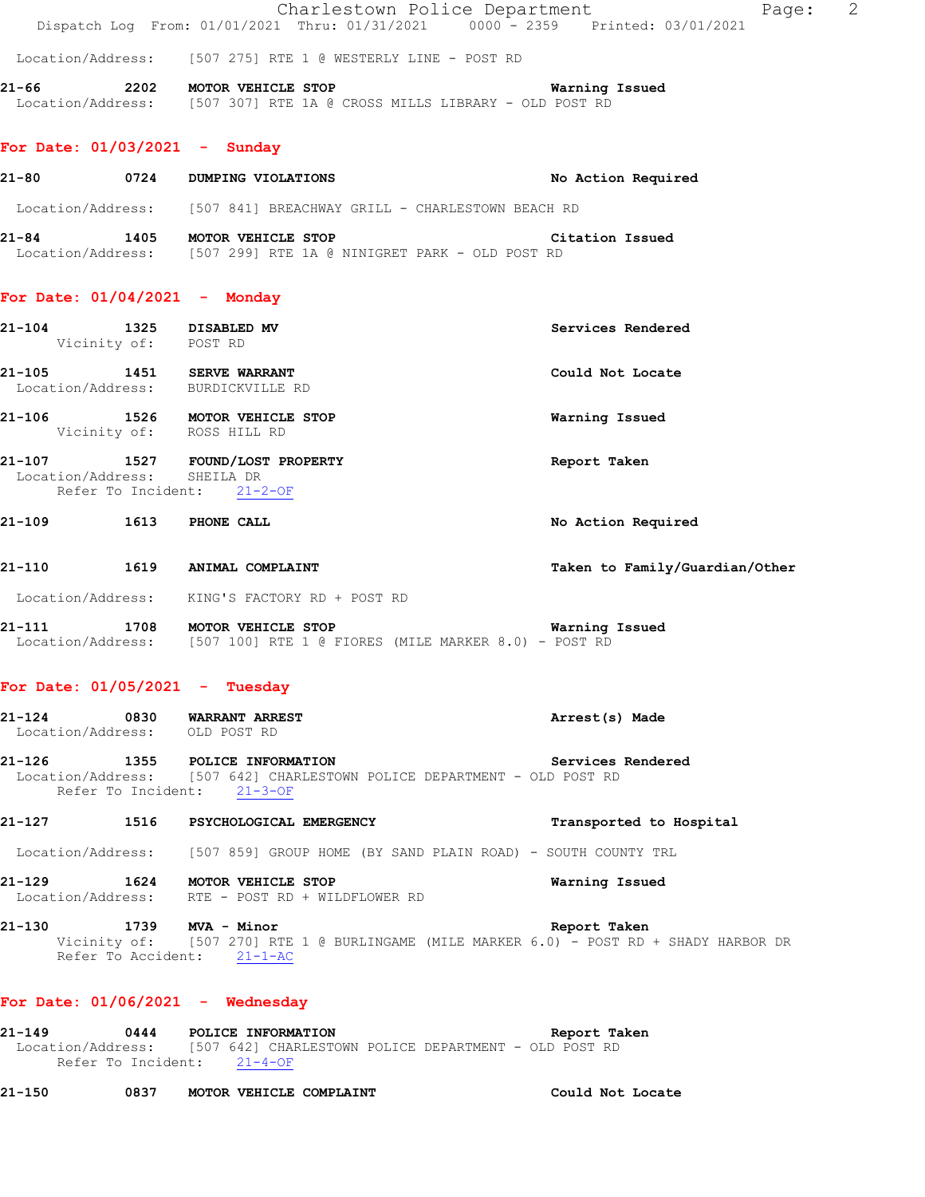Location/Address: [507 275] RTE 1 @ WESTERLY LINE - POST RD

**21-66** 2202 **MOTOR VEHICLE STOP** **Warning Issued**
Location/Address: [507 307] RTE 1A @ CROSS MILLS LIBRARY - OLD POST RD

## For Date: 01/03/2021 - Sunday

**21-80** 0724 **DUMPING VIOLATIONS** **No Action Required**

Location/Address: [507 841] BREACHWAY GRILL - CHARLESTOWN BEACH RD

**21-84** 1405 **MOTOR VEHICLE STOP** **Citation Issued**
Location/Address: [507 299] RTE 1A @ NINIGRET PARK - OLD POST RD

## For Date: 01/04/2021 - Monday

**21-104** 1325 **DISABLED MV** **Services Rendered**
Vicinity of: POST RD

**21-105** 1451 **SERVE WARRANT** **Could Not Locate**
Location/Address: BURDICKVILLE RD

**21-106** 1526 **MOTOR VEHICLE STOP** **Warning Issued**
Vicinity of: ROSS HILL RD

**21-107** 1527 **FOUND/LOST PROPERTY** **Report Taken**
Location/Address: SHEILA DR
Refer To Incident: 21-2-OF

**21-109** 1613 **PHONE CALL** **No Action Required**

**21-110** 1619 **ANIMAL COMPLAINT** **Taken to Family/Guardian/Other**

Location/Address: KING'S FACTORY RD + POST RD

**21-111** 1708 **MOTOR VEHICLE STOP** **Warning Issued**
Location/Address: [507 100] RTE 1 @ FIORES (MILE MARKER 8.0) - POST RD

## For Date: 01/05/2021 - Tuesday

**21-124** 0830 **WARRANT ARREST** **Arrest(s) Made**
Location/Address: OLD POST RD

**21-126** 1355 **POLICE INFORMATION** **Services Rendered**
Location/Address: [507 642] CHARLESTOWN POLICE DEPARTMENT - OLD POST RD
Refer To Incident: 21-3-OF

**21-127** 1516 **PSYCHOLOGICAL EMERGENCY** **Transported to Hospital**

Location/Address: [507 859] GROUP HOME (BY SAND PLAIN ROAD) - SOUTH COUNTY TRL

**21-129** 1624 **MOTOR VEHICLE STOP** **Warning Issued**
Location/Address: RTE - POST RD + WILDFLOWER RD

**21-130** 1739 **MVA - Minor** **Report Taken**
Vicinity of: [507 270] RTE 1 @ BURLINGAME (MILE MARKER 6.0) - POST RD + SHADY HARBOR DR
Refer To Accident: 21-1-AC

## For Date: 01/06/2021 - Wednesday

**21-149** 0444 **POLICE INFORMATION** **Report Taken**
Location/Address: [507 642] CHARLESTOWN POLICE DEPARTMENT - OLD POST RD
Refer To Incident: 21-4-OF

**21-150** 0837 **MOTOR VEHICLE COMPLAINT** **Could Not Locate**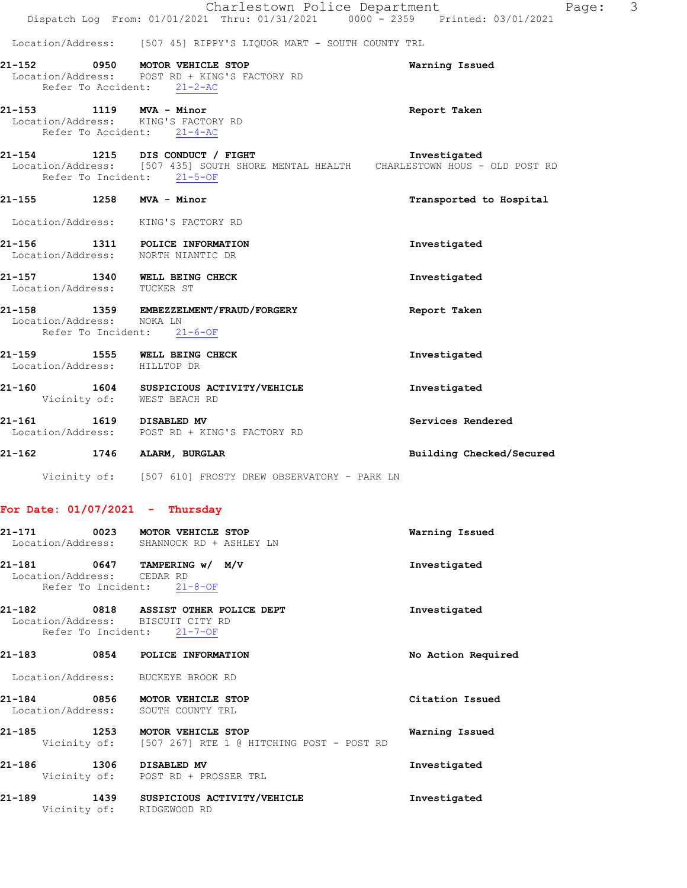Location/Address: [507 45] RIPPY'S LIQUOR MART - SOUTH COUNTY TRL

**21-152 0950 MOTOR VEHICLE STOP** — Warning Issued
Location/Address: POST RD + KING'S FACTORY RD
Refer To Accident: 21-2-AC

**21-153 1119 MVA - Minor** — Report Taken
Location/Address: KING'S FACTORY RD
Refer To Accident: 21-4-AC

**21-154 1215 DIS CONDUCT / FIGHT** — Investigated
Location/Address: [507 435] SOUTH SHORE MENTAL HEALTH CHARLESTOWN HOUS - OLD POST RD
Refer To Incident: 21-5-OF

**21-155 1258 MVA - Minor** — Transported to Hospital
Location/Address: KING'S FACTORY RD

**21-156 1311 POLICE INFORMATION** — Investigated
Location/Address: NORTH NIANTIC DR

**21-157 1340 WELL BEING CHECK** — Investigated
Location/Address: TUCKER ST

**21-158 1359 EMBEZZELMENT/FRAUD/FORGERY** — Report Taken
Location/Address: NOKA LN
Refer To Incident: 21-6-OF

**21-159 1555 WELL BEING CHECK** — Investigated
Location/Address: HILLTOP DR

**21-160 1604 SUSPICIOUS ACTIVITY/VEHICLE** — Investigated
Vicinity of: WEST BEACH RD

**21-161 1619 DISABLED MV** — Services Rendered
Location/Address: POST RD + KING'S FACTORY RD

**21-162 1746 ALARM, BURGLAR** — Building Checked/Secured
Vicinity of: [507 610] FROSTY DREW OBSERVATORY - PARK LN

## For Date: 01/07/2021 - Thursday

**21-171 0023 MOTOR VEHICLE STOP** — Warning Issued
Location/Address: SHANNOCK RD + ASHLEY LN

**21-181 0647 TAMPERING w/ M/V** — Investigated
Location/Address: CEDAR RD
Refer To Incident: 21-8-OF

**21-182 0818 ASSIST OTHER POLICE DEPT** — Investigated
Location/Address: BISCUIT CITY RD
Refer To Incident: 21-7-OF

**21-183 0854 POLICE INFORMATION** — No Action Required
Location/Address: BUCKEYE BROOK RD

**21-184 0856 MOTOR VEHICLE STOP** — Citation Issued
Location/Address: SOUTH COUNTY TRL

**21-185 1253 MOTOR VEHICLE STOP** — Warning Issued
Vicinity of: [507 267] RTE 1 @ HITCHING POST - POST RD

**21-186 1306 DISABLED MV** — Investigated
Vicinity of: POST RD + PROSSER TRL

**21-189 1439 SUSPICIOUS ACTIVITY/VEHICLE** — Investigated
Vicinity of: RIDGEWOOD RD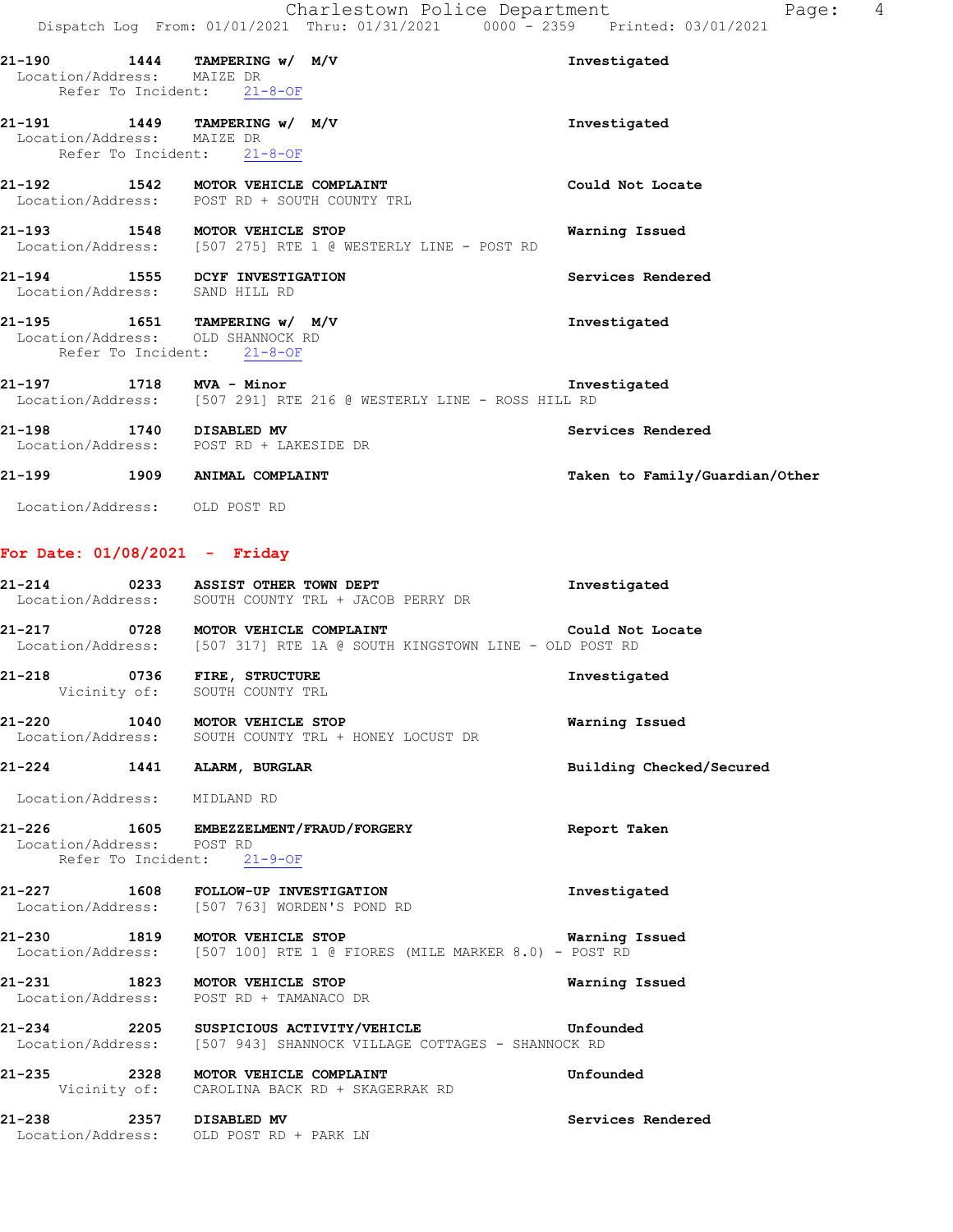21-190 1444 TAMPERING w/ M/V Investigated
Location/Address: MAIZE DR
Refer To Incident: 21-8-OF

21-191 1449 TAMPERING w/ M/V Investigated
Location/Address: MAIZE DR
Refer To Incident: 21-8-OF

21-192 1542 MOTOR VEHICLE COMPLAINT Could Not Locate
Location/Address: POST RD + SOUTH COUNTY TRL

21-193 1548 MOTOR VEHICLE STOP Warning Issued
Location/Address: [507 275] RTE 1 @ WESTERLY LINE - POST RD

21-194 1555 DCYF INVESTIGATION Services Rendered
Location/Address: SAND HILL RD

21-195 1651 TAMPERING w/ M/V Investigated
Location/Address: OLD SHANNOCK RD
Refer To Incident: 21-8-OF

21-197 1718 MVA - Minor Investigated
Location/Address: [507 291] RTE 216 @ WESTERLY LINE - ROSS HILL RD

21-198 1740 DISABLED MV Services Rendered
Location/Address: POST RD + LAKESIDE DR

21-199 1909 ANIMAL COMPLAINT Taken to Family/Guardian/Other

Location/Address: OLD POST RD

## For Date: 01/08/2021 - Friday

21-214 0233 ASSIST OTHER TOWN DEPT Investigated
Location/Address: SOUTH COUNTY TRL + JACOB PERRY DR

21-217 0728 MOTOR VEHICLE COMPLAINT Could Not Locate
Location/Address: [507 317] RTE 1A @ SOUTH KINGSTOWN LINE - OLD POST RD

21-218 0736 FIRE, STRUCTURE Investigated
Vicinity of: SOUTH COUNTY TRL

21-220 1040 MOTOR VEHICLE STOP Warning Issued
Location/Address: SOUTH COUNTY TRL + HONEY LOCUST DR

21-224 1441 ALARM, BURGLAR Building Checked/Secured

Location/Address: MIDLAND RD

21-226 1605 EMBEZZELMENT/FRAUD/FORGERY Report Taken
Location/Address: POST RD
Refer To Incident: 21-9-OF

21-227 1608 FOLLOW-UP INVESTIGATION Investigated
Location/Address: [507 763] WORDEN'S POND RD

21-230 1819 MOTOR VEHICLE STOP Warning Issued
Location/Address: [507 100] RTE 1 @ FIORES (MILE MARKER 8.0) - POST RD

21-231 1823 MOTOR VEHICLE STOP Warning Issued
Location/Address: POST RD + TAMANACO DR

21-234 2205 SUSPICIOUS ACTIVITY/VEHICLE Unfounded
Location/Address: [507 943] SHANNOCK VILLAGE COTTAGES - SHANNOCK RD

21-235 2328 MOTOR VEHICLE COMPLAINT Unfounded
Vicinity of: CAROLINA BACK RD + SKAGERRAK RD

21-238 2357 DISABLED MV Services Rendered
Location/Address: OLD POST RD + PARK LN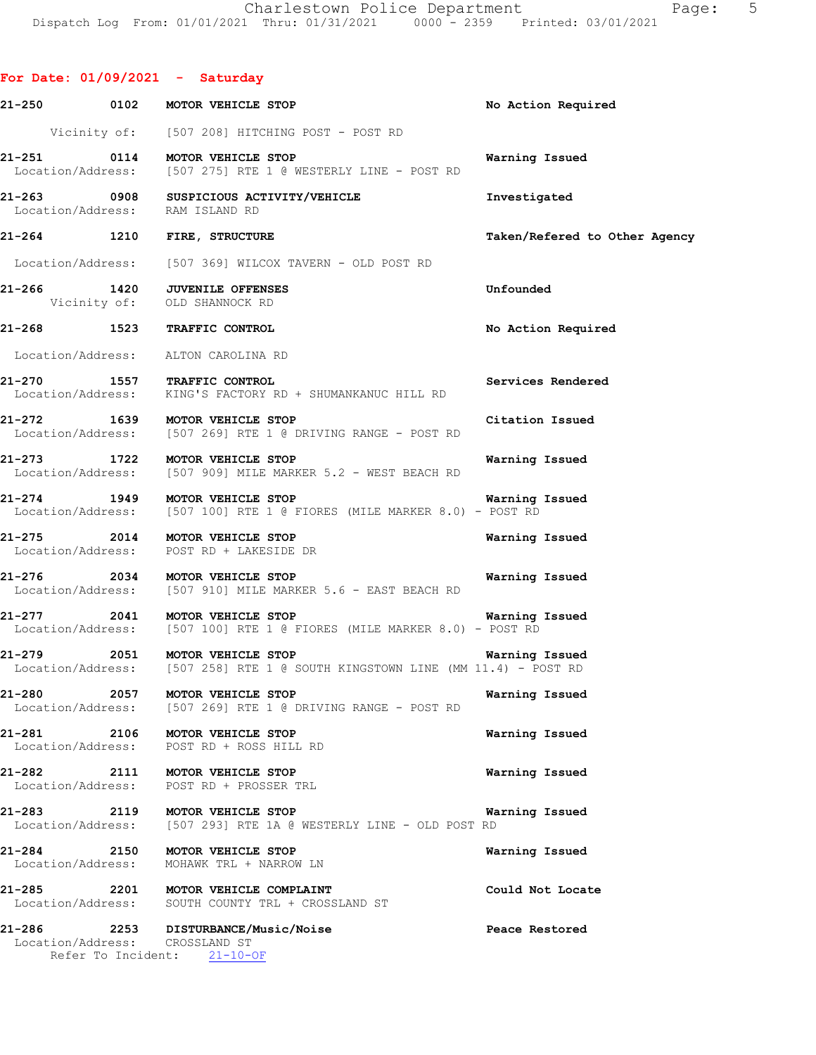**For Date: 01/09/2021 - Saturday**

**21-250** 0102 **MOTOR VEHICLE STOP** **No Action Required**
Vicinity of: [507 208] HITCHING POST - POST RD

**21-251** 0114 **MOTOR VEHICLE STOP** **Warning Issued**
Location/Address: [507 275] RTE 1 @ WESTERLY LINE - POST RD

**21-263** 0908 **SUSPICIOUS ACTIVITY/VEHICLE** **Investigated**
Location/Address: RAM ISLAND RD

**21-264** 1210 **FIRE, STRUCTURE** **Taken/Refered to Other Agency**
Location/Address: [507 369] WILCOX TAVERN - OLD POST RD

**21-266** 1420 **JUVENILE OFFENSES** **Unfounded**
Vicinity of: OLD SHANNOCK RD

**21-268** 1523 **TRAFFIC CONTROL** **No Action Required**
Location/Address: ALTON CAROLINA RD

**21-270** 1557 **TRAFFIC CONTROL** **Services Rendered**
Location/Address: KING'S FACTORY RD + SHUMANKANUC HILL RD

**21-272** 1639 **MOTOR VEHICLE STOP** **Citation Issued**
Location/Address: [507 269] RTE 1 @ DRIVING RANGE - POST RD

**21-273** 1722 **MOTOR VEHICLE STOP** **Warning Issued**
Location/Address: [507 909] MILE MARKER 5.2 - WEST BEACH RD

**21-274** 1949 **MOTOR VEHICLE STOP** **Warning Issued**
Location/Address: [507 100] RTE 1 @ FIORES (MILE MARKER 8.0) - POST RD

**21-275** 2014 **MOTOR VEHICLE STOP** **Warning Issued**
Location/Address: POST RD + LAKESIDE DR

**21-276** 2034 **MOTOR VEHICLE STOP** **Warning Issued**
Location/Address: [507 910] MILE MARKER 5.6 - EAST BEACH RD

**21-277** 2041 **MOTOR VEHICLE STOP** **Warning Issued**
Location/Address: [507 100] RTE 1 @ FIORES (MILE MARKER 8.0) - POST RD

**21-279** 2051 **MOTOR VEHICLE STOP** **Warning Issued**
Location/Address: [507 258] RTE 1 @ SOUTH KINGSTOWN LINE (MM 11.4) - POST RD

**21-280** 2057 **MOTOR VEHICLE STOP** **Warning Issued**
Location/Address: [507 269] RTE 1 @ DRIVING RANGE - POST RD

**21-281** 2106 **MOTOR VEHICLE STOP** **Warning Issued**
Location/Address: POST RD + ROSS HILL RD

**21-282** 2111 **MOTOR VEHICLE STOP** **Warning Issued**
Location/Address: POST RD + PROSSER TRL

**21-283** 2119 **MOTOR VEHICLE STOP** **Warning Issued**
Location/Address: [507 293] RTE 1A @ WESTERLY LINE - OLD POST RD

**21-284** 2150 **MOTOR VEHICLE STOP** **Warning Issued**
Location/Address: MOHAWK TRL + NARROW LN

**21-285** 2201 **MOTOR VEHICLE COMPLAINT** **Could Not Locate**
Location/Address: SOUTH COUNTY TRL + CROSSLAND ST

**21-286** 2253 **DISTURBANCE/Music/Noise** **Peace Restored**
Location/Address: CROSSLAND ST
Refer To Incident: 21-10-OF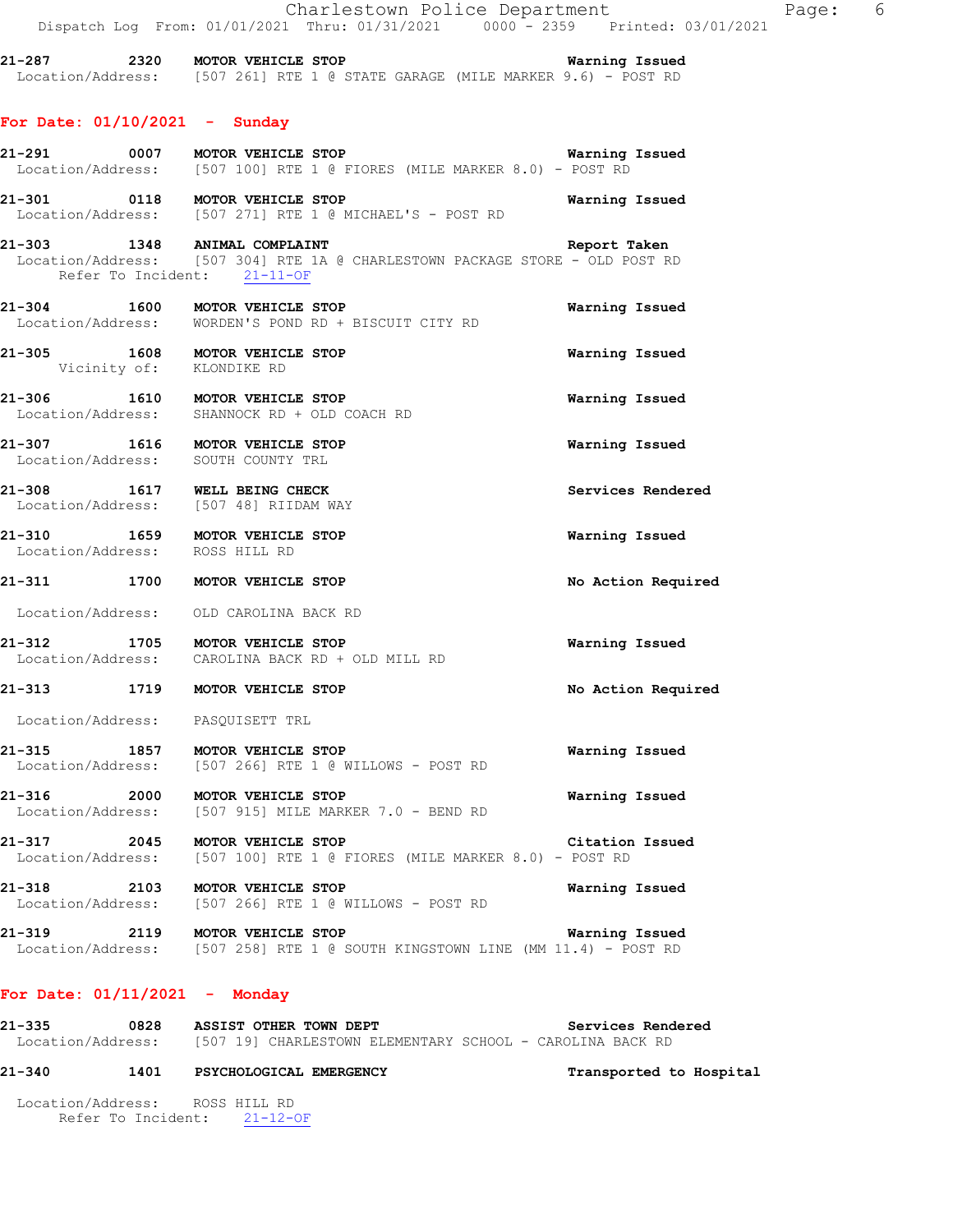21-287 2320 **MOTOR VEHICLE STOP** **Warning Issued**
Location/Address: [507 261] RTE 1 @ STATE GARAGE (MILE MARKER 9.6) - POST RD

## For Date: 01/10/2021 - Sunday

21-291 0007 **MOTOR VEHICLE STOP** **Warning Issued**
Location/Address: [507 100] RTE 1 @ FIORES (MILE MARKER 8.0) - POST RD

21-301 0118 **MOTOR VEHICLE STOP** **Warning Issued**
Location/Address: [507 271] RTE 1 @ MICHAEL'S - POST RD

21-303 1348 **ANIMAL COMPLAINT** **Report Taken**
Location/Address: [507 304] RTE 1A @ CHARLESTOWN PACKAGE STORE - OLD POST RD
Refer To Incident: 21-11-OF

21-304 1600 **MOTOR VEHICLE STOP** **Warning Issued**
Location/Address: WORDEN'S POND RD + BISCUIT CITY RD

21-305 1608 **MOTOR VEHICLE STOP** **Warning Issued**
Vicinity of: KLONDIKE RD

21-306 1610 **MOTOR VEHICLE STOP** **Warning Issued**
Location/Address: SHANNOCK RD + OLD COACH RD

21-307 1616 **MOTOR VEHICLE STOP** **Warning Issued**
Location/Address: SOUTH COUNTY TRL

21-308 1617 **WELL BEING CHECK** **Services Rendered**
Location/Address: [507 48] RIIDAM WAY

21-310 1659 **MOTOR VEHICLE STOP** **Warning Issued**
Location/Address: ROSS HILL RD

21-311 1700 **MOTOR VEHICLE STOP** **No Action Required**
Location/Address: OLD CAROLINA BACK RD

21-312 1705 **MOTOR VEHICLE STOP** **Warning Issued**
Location/Address: CAROLINA BACK RD + OLD MILL RD

21-313 1719 **MOTOR VEHICLE STOP** **No Action Required**
Location/Address: PASQUISETT TRL

21-315 1857 **MOTOR VEHICLE STOP** **Warning Issued**
Location/Address: [507 266] RTE 1 @ WILLOWS - POST RD

21-316 2000 **MOTOR VEHICLE STOP** **Warning Issued**
Location/Address: [507 915] MILE MARKER 7.0 - BEND RD

21-317 2045 **MOTOR VEHICLE STOP** **Citation Issued**
Location/Address: [507 100] RTE 1 @ FIORES (MILE MARKER 8.0) - POST RD

21-318 2103 **MOTOR VEHICLE STOP** **Warning Issued**
Location/Address: [507 266] RTE 1 @ WILLOWS - POST RD

21-319 2119 **MOTOR VEHICLE STOP** **Warning Issued**
Location/Address: [507 258] RTE 1 @ SOUTH KINGSTOWN LINE (MM 11.4) - POST RD

## For Date: 01/11/2021 - Monday

21-335 0828 **ASSIST OTHER TOWN DEPT** **Services Rendered**
Location/Address: [507 19] CHARLESTOWN ELEMENTARY SCHOOL - CAROLINA BACK RD

21-340 1401 **PSYCHOLOGICAL EMERGENCY** **Transported to Hospital**
Location/Address: ROSS HILL RD
Refer To Incident: 21-12-OF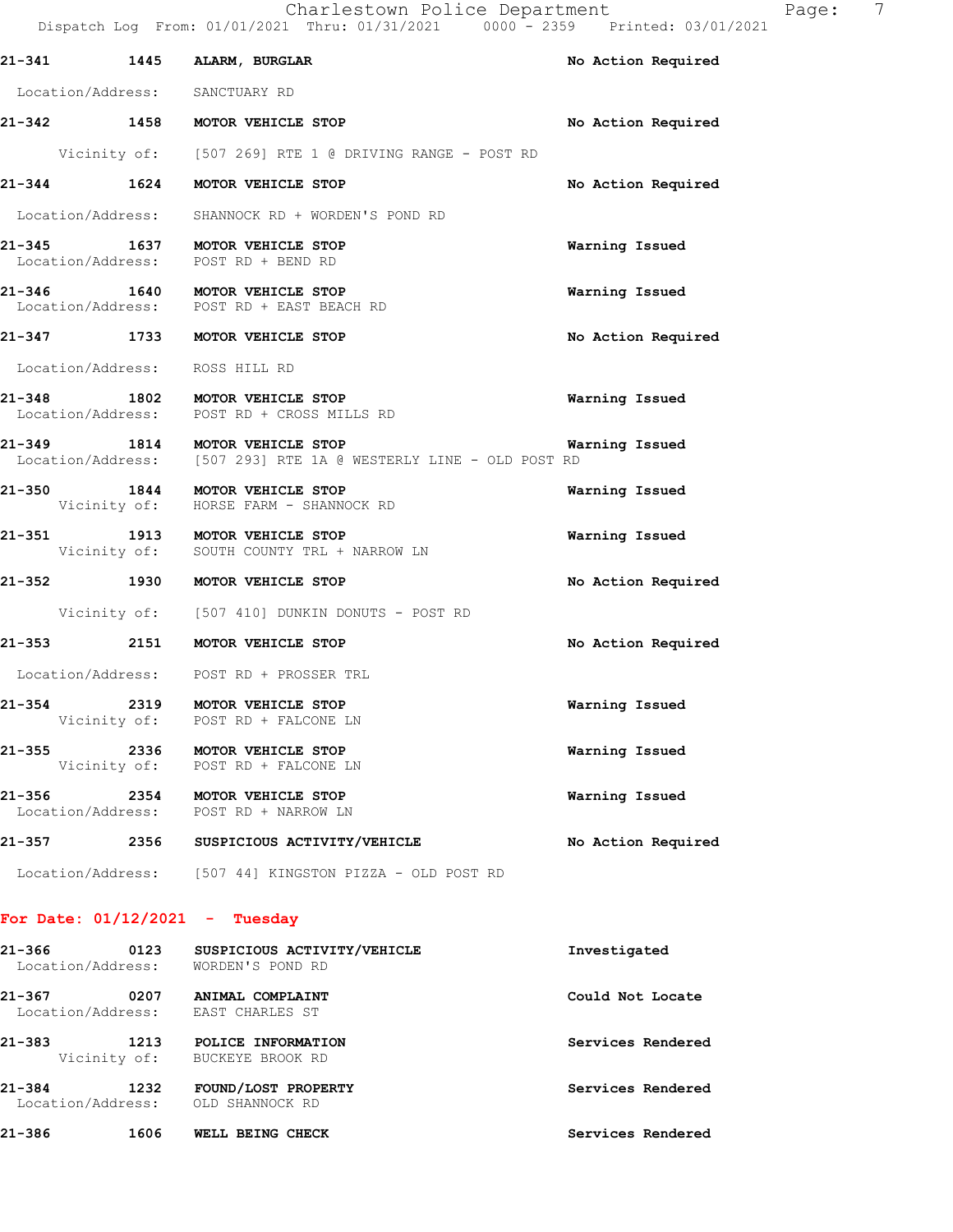**21-341** 1445 **ALARM, BURGLAR** — No Action Required

Location/Address: SANCTUARY RD

**21-342** 1458 **MOTOR VEHICLE STOP** — No Action Required

Vicinity of: [507 269] RTE 1 @ DRIVING RANGE - POST RD

**21-344** 1624 **MOTOR VEHICLE STOP** — No Action Required

Location/Address: SHANNOCK RD + WORDEN'S POND RD

**21-345** 1637 **MOTOR VEHICLE STOP** — Warning Issued

Location/Address: POST RD + BEND RD

**21-346** 1640 **MOTOR VEHICLE STOP** — Warning Issued

Location/Address: POST RD + EAST BEACH RD

**21-347** 1733 **MOTOR VEHICLE STOP** — No Action Required

Location/Address: ROSS HILL RD

**21-348** 1802 **MOTOR VEHICLE STOP** — Warning Issued

Location/Address: POST RD + CROSS MILLS RD

**21-349** 1814 **MOTOR VEHICLE STOP** — Warning Issued

Location/Address: [507 293] RTE 1A @ WESTERLY LINE - OLD POST RD

**21-350** 1844 **MOTOR VEHICLE STOP** — Warning Issued

Vicinity of: HORSE FARM - SHANNOCK RD

**21-351** 1913 **MOTOR VEHICLE STOP** — Warning Issued

Vicinity of: SOUTH COUNTY TRL + NARROW LN

**21-352** 1930 **MOTOR VEHICLE STOP** — No Action Required

Vicinity of: [507 410] DUNKIN DONUTS - POST RD

**21-353** 2151 **MOTOR VEHICLE STOP** — No Action Required

Location/Address: POST RD + PROSSER TRL

**21-354** 2319 **MOTOR VEHICLE STOP** — Warning Issued

Vicinity of: POST RD + FALCONE LN

**21-355** 2336 **MOTOR VEHICLE STOP** — Warning Issued

Vicinity of: POST RD + FALCONE LN

**21-356** 2354 **MOTOR VEHICLE STOP** — Warning Issued

Location/Address: POST RD + NARROW LN

**21-357** 2356 **SUSPICIOUS ACTIVITY/VEHICLE** — No Action Required

Location/Address: [507 44] KINGSTON PIZZA - OLD POST RD

## For Date: 01/12/2021 - Tuesday

**21-366** 0123 **SUSPICIOUS ACTIVITY/VEHICLE** — Investigated

Location/Address: WORDEN'S POND RD

**21-367** 0207 **ANIMAL COMPLAINT** — Could Not Locate

Location/Address: EAST CHARLES ST

**21-383** 1213 **POLICE INFORMATION** — Services Rendered

Vicinity of: BUCKEYE BROOK RD

**21-384** 1232 **FOUND/LOST PROPERTY** — Services Rendered

Location/Address: OLD SHANNOCK RD

**21-386** 1606 **WELL BEING CHECK** — Services Rendered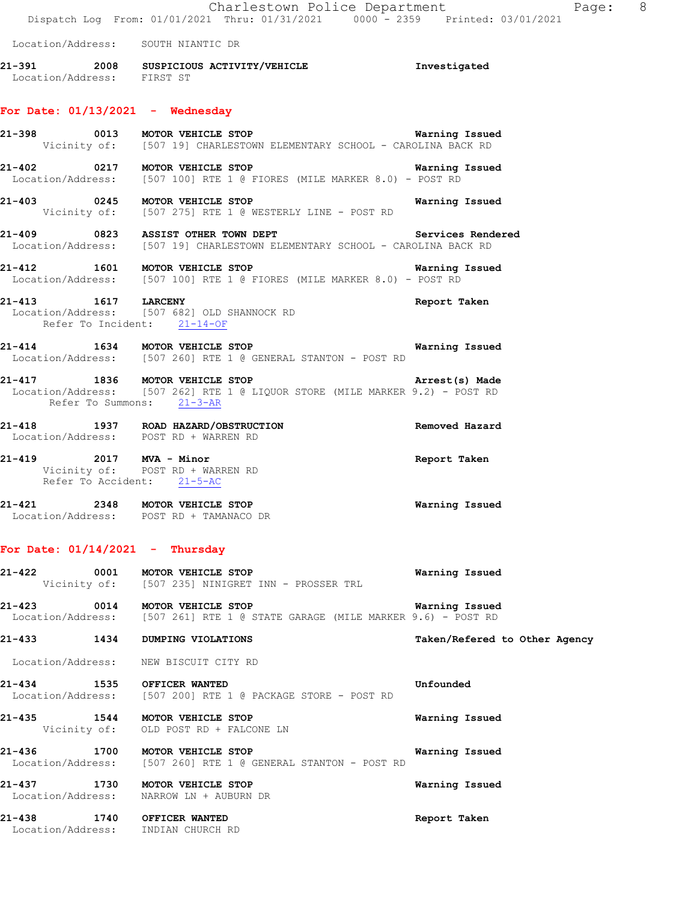Location/Address: SOUTH NIANTIC DR

**21-391** 2008 **SUSPICIOUS ACTIVITY/VEHICLE** Investigated
Location/Address: FIRST ST

## For Date: 01/13/2021 - Wednesday

**21-398** 0013 **MOTOR VEHICLE STOP** Warning Issued
Vicinity of: [507 19] CHARLESTOWN ELEMENTARY SCHOOL - CAROLINA BACK RD

**21-402** 0217 **MOTOR VEHICLE STOP** Warning Issued
Location/Address: [507 100] RTE 1 @ FIORES (MILE MARKER 8.0) - POST RD

**21-403** 0245 **MOTOR VEHICLE STOP** Warning Issued
Vicinity of: [507 275] RTE 1 @ WESTERLY LINE - POST RD

**21-409** 0823 **ASSIST OTHER TOWN DEPT** Services Rendered
Location/Address: [507 19] CHARLESTOWN ELEMENTARY SCHOOL - CAROLINA BACK RD

**21-412** 1601 **MOTOR VEHICLE STOP** Warning Issued
Location/Address: [507 100] RTE 1 @ FIORES (MILE MARKER 8.0) - POST RD

**21-413** 1617 **LARCENY** Report Taken
Location/Address: [507 682] OLD SHANNOCK RD
Refer To Incident: 21-14-OF

**21-414** 1634 **MOTOR VEHICLE STOP** Warning Issued
Location/Address: [507 260] RTE 1 @ GENERAL STANTON - POST RD

**21-417** 1836 **MOTOR VEHICLE STOP** Arrest(s) Made
Location/Address: [507 262] RTE 1 @ LIQUOR STORE (MILE MARKER 9.2) - POST RD
Refer To Summons: 21-3-AR

**21-418** 1937 **ROAD HAZARD/OBSTRUCTION** Removed Hazard
Location/Address: POST RD + WARREN RD

**21-419** 2017 **MVA - Minor** Report Taken
Vicinity of: POST RD + WARREN RD
Refer To Accident: 21-5-AC

**21-421** 2348 **MOTOR VEHICLE STOP** Warning Issued
Location/Address: POST RD + TAMANACO DR

## For Date: 01/14/2021 - Thursday

**21-422** 0001 **MOTOR VEHICLE STOP** Warning Issued
Vicinity of: [507 235] NINIGRET INN - PROSSER TRL

**21-423** 0014 **MOTOR VEHICLE STOP** Warning Issued
Location/Address: [507 261] RTE 1 @ STATE GARAGE (MILE MARKER 9.6) - POST RD

**21-433** 1434 **DUMPING VIOLATIONS** Taken/Refered to Other Agency
Location/Address: NEW BISCUIT CITY RD

**21-434** 1535 **OFFICER WANTED** Unfounded
Location/Address: [507 200] RTE 1 @ PACKAGE STORE - POST RD

**21-435** 1544 **MOTOR VEHICLE STOP** Warning Issued
Vicinity of: OLD POST RD + FALCONE LN

**21-436** 1700 **MOTOR VEHICLE STOP** Warning Issued
Location/Address: [507 260] RTE 1 @ GENERAL STANTON - POST RD

**21-437** 1730 **MOTOR VEHICLE STOP** Warning Issued
Location/Address: NARROW LN + AUBURN DR

**21-438** 1740 **OFFICER WANTED** Report Taken
Location/Address: INDIAN CHURCH RD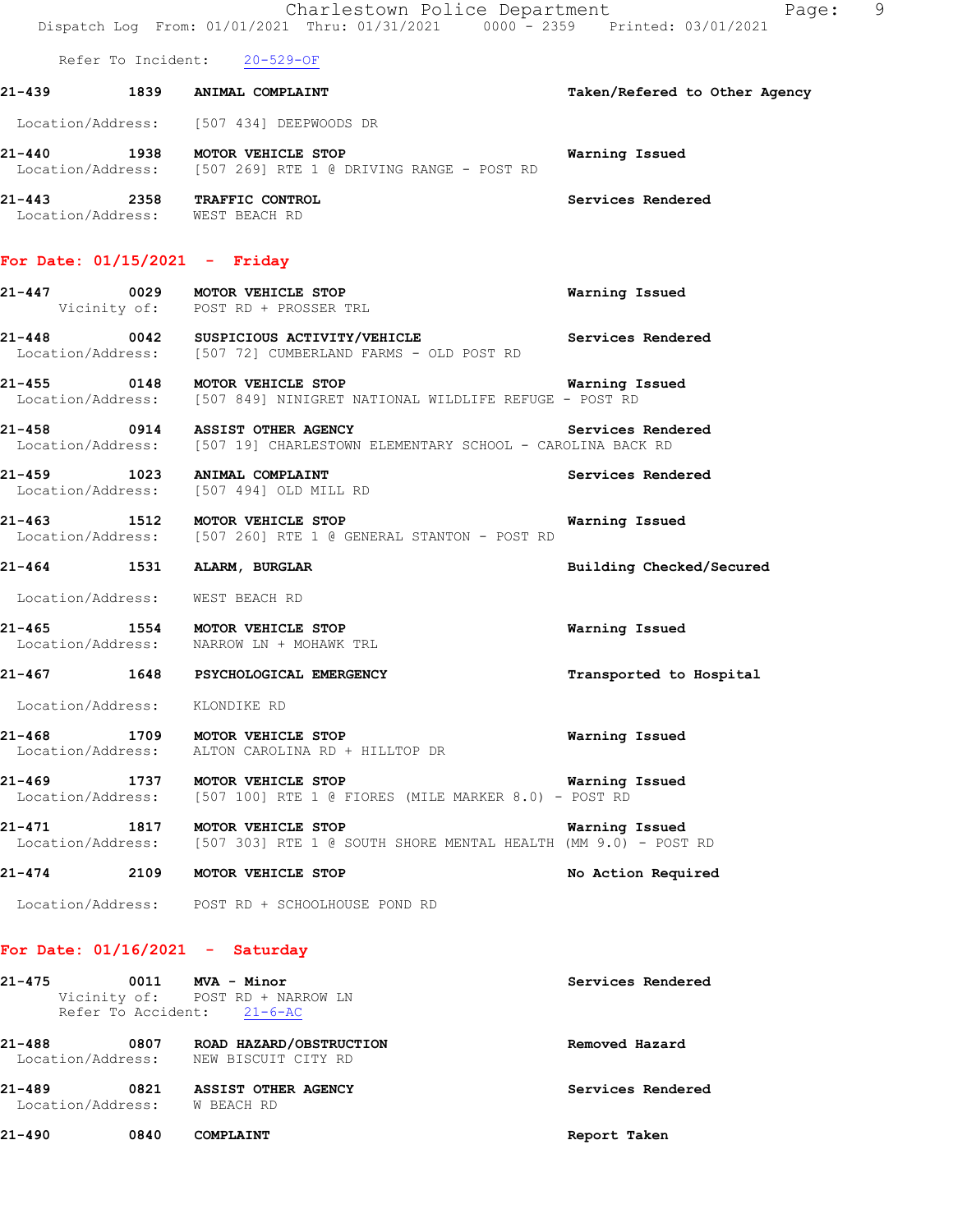Refer To Incident: 20-529-OF

**21-439** 1839 **ANIMAL COMPLAINT** **Taken/Refered to Other Agency**

Location/Address: [507 434] DEEPWOODS DR

**21-440** 1938 **MOTOR VEHICLE STOP** **Warning Issued**
Location/Address: [507 269] RTE 1 @ DRIVING RANGE - POST RD

**21-443** 2358 **TRAFFIC CONTROL** **Services Rendered**
Location/Address: WEST BEACH RD

## For Date: 01/15/2021 - Friday

**21-447** 0029 **MOTOR VEHICLE STOP** **Warning Issued**
Vicinity of: POST RD + PROSSER TRL

**21-448** 0042 **SUSPICIOUS ACTIVITY/VEHICLE** **Services Rendered**
Location/Address: [507 72] CUMBERLAND FARMS - OLD POST RD

**21-455** 0148 **MOTOR VEHICLE STOP** **Warning Issued**
Location/Address: [507 849] NINIGRET NATIONAL WILDLIFE REFUGE - POST RD

**21-458** 0914 **ASSIST OTHER AGENCY** **Services Rendered**
Location/Address: [507 19] CHARLESTOWN ELEMENTARY SCHOOL - CAROLINA BACK RD

**21-459** 1023 **ANIMAL COMPLAINT** **Services Rendered**
Location/Address: [507 494] OLD MILL RD

**21-463** 1512 **MOTOR VEHICLE STOP** **Warning Issued**
Location/Address: [507 260] RTE 1 @ GENERAL STANTON - POST RD

**21-464** 1531 **ALARM, BURGLAR** **Building Checked/Secured**

Location/Address: WEST BEACH RD

**21-465** 1554 **MOTOR VEHICLE STOP** **Warning Issued**
Location/Address: NARROW LN + MOHAWK TRL

**21-467** 1648 **PSYCHOLOGICAL EMERGENCY** **Transported to Hospital**

Location/Address: KLONDIKE RD

**21-468** 1709 **MOTOR VEHICLE STOP** **Warning Issued**
Location/Address: ALTON CAROLINA RD + HILLTOP DR

**21-469** 1737 **MOTOR VEHICLE STOP** **Warning Issued**
Location/Address: [507 100] RTE 1 @ FIORES (MILE MARKER 8.0) - POST RD

**21-471** 1817 **MOTOR VEHICLE STOP** **Warning Issued**
Location/Address: [507 303] RTE 1 @ SOUTH SHORE MENTAL HEALTH (MM 9.0) - POST RD

**21-474** 2109 **MOTOR VEHICLE STOP** **No Action Required**

Location/Address: POST RD + SCHOOLHOUSE POND RD

## For Date: 01/16/2021 - Saturday

**21-475** 0011 **MVA - Minor** **Services Rendered**
Vicinity of: POST RD + NARROW LN
Refer To Accident: 21-6-AC

**21-488** 0807 **ROAD HAZARD/OBSTRUCTION** **Removed Hazard**
Location/Address: NEW BISCUIT CITY RD

**21-489** 0821 **ASSIST OTHER AGENCY** **Services Rendered**
Location/Address: W BEACH RD

**21-490** 0840 **COMPLAINT** **Report Taken**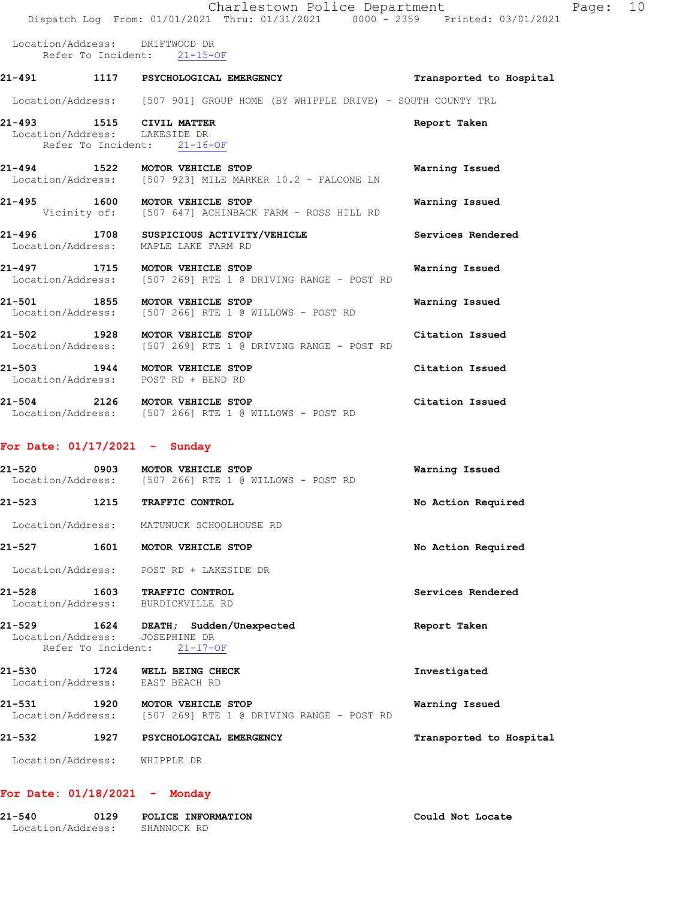Location/Address: DRIFTWOOD DR
Refer To Incident: 21-15-OF

**21-491** 1117 **PSYCHOLOGICAL EMERGENCY** **Transported to Hospital**
Location/Address: [507 901] GROUP HOME (BY WHIPPLE DRIVE) - SOUTH COUNTY TRL

**21-493** 1515 **CIVIL MATTER** **Report Taken**
Location/Address: LAKESIDE DR
Refer To Incident: 21-16-OF

**21-494** 1522 **MOTOR VEHICLE STOP** **Warning Issued**
Location/Address: [507 923] MILE MARKER 10.2 - FALCONE LN

**21-495** 1600 **MOTOR VEHICLE STOP** **Warning Issued**
Vicinity of: [507 647] ACHINBACK FARM - ROSS HILL RD

**21-496** 1708 **SUSPICIOUS ACTIVITY/VEHICLE** **Services Rendered**
Location/Address: MAPLE LAKE FARM RD

**21-497** 1715 **MOTOR VEHICLE STOP** **Warning Issued**
Location/Address: [507 269] RTE 1 @ DRIVING RANGE - POST RD

**21-501** 1855 **MOTOR VEHICLE STOP** **Warning Issued**
Location/Address: [507 266] RTE 1 @ WILLOWS - POST RD

**21-502** 1928 **MOTOR VEHICLE STOP** **Citation Issued**
Location/Address: [507 269] RTE 1 @ DRIVING RANGE - POST RD

**21-503** 1944 **MOTOR VEHICLE STOP** **Citation Issued**
Location/Address: POST RD + BEND RD

**21-504** 2126 **MOTOR VEHICLE STOP** **Citation Issued**
Location/Address: [507 266] RTE 1 @ WILLOWS - POST RD

## For Date: 01/17/2021 - Sunday

**21-520** 0903 **MOTOR VEHICLE STOP** **Warning Issued**
Location/Address: [507 266] RTE 1 @ WILLOWS - POST RD

**21-523** 1215 **TRAFFIC CONTROL** **No Action Required**
Location/Address: MATUNUCK SCHOOLHOUSE RD

**21-527** 1601 **MOTOR VEHICLE STOP** **No Action Required**
Location/Address: POST RD + LAKESIDE DR

**21-528** 1603 **TRAFFIC CONTROL** **Services Rendered**
Location/Address: BURDICKVILLE RD

**21-529** 1624 **DEATH; Sudden/Unexpected** **Report Taken**
Location/Address: JOSEPHINE DR
Refer To Incident: 21-17-OF

**21-530** 1724 **WELL BEING CHECK** **Investigated**
Location/Address: EAST BEACH RD

**21-531** 1920 **MOTOR VEHICLE STOP** **Warning Issued**
Location/Address: [507 269] RTE 1 @ DRIVING RANGE - POST RD

**21-532** 1927 **PSYCHOLOGICAL EMERGENCY** **Transported to Hospital**
Location/Address: WHIPPLE DR

## For Date: 01/18/2021 - Monday

**21-540** 0129 **POLICE INFORMATION** **Could Not Locate**
Location/Address: SHANNOCK RD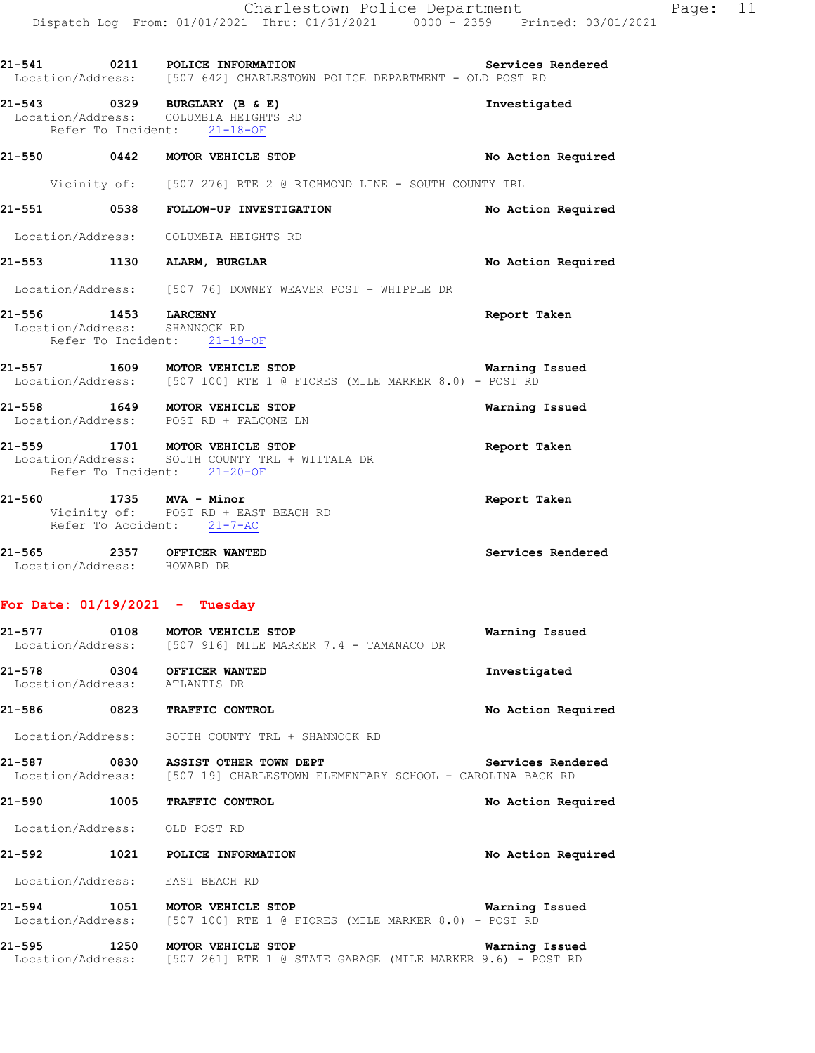21-541 0211 POLICE INFORMATION Services Rendered
Location/Address: [507 642] CHARLESTOWN POLICE DEPARTMENT - OLD POST RD

21-543 0329 BURGLARY (B & E) Investigated
Location/Address: COLUMBIA HEIGHTS RD
Refer To Incident: 21-18-OF

21-550 0442 MOTOR VEHICLE STOP No Action Required
Vicinity of: [507 276] RTE 2 @ RICHMOND LINE - SOUTH COUNTY TRL

21-551 0538 FOLLOW-UP INVESTIGATION No Action Required
Location/Address: COLUMBIA HEIGHTS RD

21-553 1130 ALARM, BURGLAR No Action Required
Location/Address: [507 76] DOWNEY WEAVER POST - WHIPPLE DR

21-556 1453 LARCENY Report Taken
Location/Address: SHANNOCK RD
Refer To Incident: 21-19-OF

21-557 1609 MOTOR VEHICLE STOP Warning Issued
Location/Address: [507 100] RTE 1 @ FIORES (MILE MARKER 8.0) - POST RD

21-558 1649 MOTOR VEHICLE STOP Warning Issued
Location/Address: POST RD + FALCONE LN

21-559 1701 MOTOR VEHICLE STOP Report Taken
Location/Address: SOUTH COUNTY TRL + WIITALA DR
Refer To Incident: 21-20-OF

21-560 1735 MVA - Minor Report Taken
Vicinity of: POST RD + EAST BEACH RD
Refer To Accident: 21-7-AC

21-565 2357 OFFICER WANTED Services Rendered
Location/Address: HOWARD DR

## For Date: 01/19/2021 - Tuesday

21-577 0108 MOTOR VEHICLE STOP Warning Issued
Location/Address: [507 916] MILE MARKER 7.4 - TAMANACO DR

21-578 0304 OFFICER WANTED Investigated
Location/Address: ATLANTIS DR

21-586 0823 TRAFFIC CONTROL No Action Required
Location/Address: SOUTH COUNTY TRL + SHANNOCK RD

21-587 0830 ASSIST OTHER TOWN DEPT Services Rendered
Location/Address: [507 19] CHARLESTOWN ELEMENTARY SCHOOL - CAROLINA BACK RD

21-590 1005 TRAFFIC CONTROL No Action Required
Location/Address: OLD POST RD

21-592 1021 POLICE INFORMATION No Action Required
Location/Address: EAST BEACH RD

21-594 1051 MOTOR VEHICLE STOP Warning Issued
Location/Address: [507 100] RTE 1 @ FIORES (MILE MARKER 8.0) - POST RD

21-595 1250 MOTOR VEHICLE STOP Warning Issued
Location/Address: [507 261] RTE 1 @ STATE GARAGE (MILE MARKER 9.6) - POST RD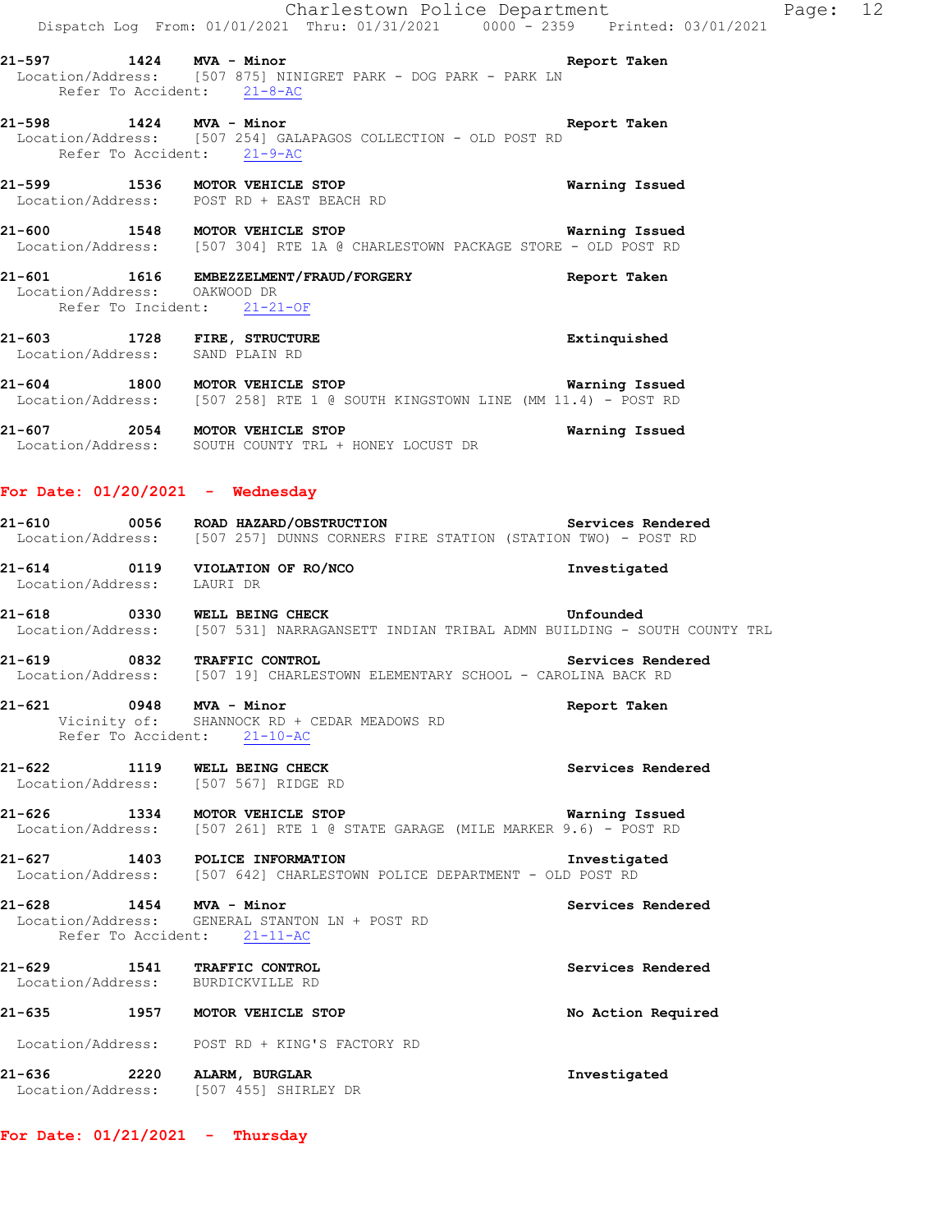**21-597 1424 MVA - Minor** — Report Taken
Location/Address: [507 875] NINIGRET PARK - DOG PARK - PARK LN
Refer To Accident: 21-8-AC

**21-598 1424 MVA - Minor** — Report Taken
Location/Address: [507 254] GALAPAGOS COLLECTION - OLD POST RD
Refer To Accident: 21-9-AC

**21-599 1536 MOTOR VEHICLE STOP** — Warning Issued
Location/Address: POST RD + EAST BEACH RD

**21-600 1548 MOTOR VEHICLE STOP** — Warning Issued
Location/Address: [507 304] RTE 1A @ CHARLESTOWN PACKAGE STORE - OLD POST RD

**21-601 1616 EMBEZZELMENT/FRAUD/FORGERY** — Report Taken
Location/Address: OAKWOOD DR
Refer To Incident: 21-21-OF

**21-603 1728 FIRE, STRUCTURE** — Extinquished
Location/Address: SAND PLAIN RD

**21-604 1800 MOTOR VEHICLE STOP** — Warning Issued
Location/Address: [507 258] RTE 1 @ SOUTH KINGSTOWN LINE (MM 11.4) - POST RD

**21-607 2054 MOTOR VEHICLE STOP** — Warning Issued
Location/Address: SOUTH COUNTY TRL + HONEY LOCUST DR

## For Date: 01/20/2021 - Wednesday

**21-610 0056 ROAD HAZARD/OBSTRUCTION** — Services Rendered
Location/Address: [507 257] DUNNS CORNERS FIRE STATION (STATION TWO) - POST RD

**21-614 0119 VIOLATION OF RO/NCO** — Investigated
Location/Address: LAURI DR

**21-618 0330 WELL BEING CHECK** — Unfounded
Location/Address: [507 531] NARRAGANSETT INDIAN TRIBAL ADMN BUILDING - SOUTH COUNTY TRL

**21-619 0832 TRAFFIC CONTROL** — Services Rendered
Location/Address: [507 19] CHARLESTOWN ELEMENTARY SCHOOL - CAROLINA BACK RD

**21-621 0948 MVA - Minor** — Report Taken
Vicinity of: SHANNOCK RD + CEDAR MEADOWS RD
Refer To Accident: 21-10-AC

**21-622 1119 WELL BEING CHECK** — Services Rendered
Location/Address: [507 567] RIDGE RD

**21-626 1334 MOTOR VEHICLE STOP** — Warning Issued
Location/Address: [507 261] RTE 1 @ STATE GARAGE (MILE MARKER 9.6) - POST RD

**21-627 1403 POLICE INFORMATION** — Investigated
Location/Address: [507 642] CHARLESTOWN POLICE DEPARTMENT - OLD POST RD

**21-628 1454 MVA - Minor** — Services Rendered
Location/Address: GENERAL STANTON LN + POST RD
Refer To Accident: 21-11-AC

**21-629 1541 TRAFFIC CONTROL** — Services Rendered
Location/Address: BURDICKVILLE RD

**21-635 1957 MOTOR VEHICLE STOP** — No Action Required
Location/Address: POST RD + KING'S FACTORY RD

**21-636 2220 ALARM, BURGLAR** — Investigated
Location/Address: [507 455] SHIRLEY DR

## For Date: 01/21/2021 - Thursday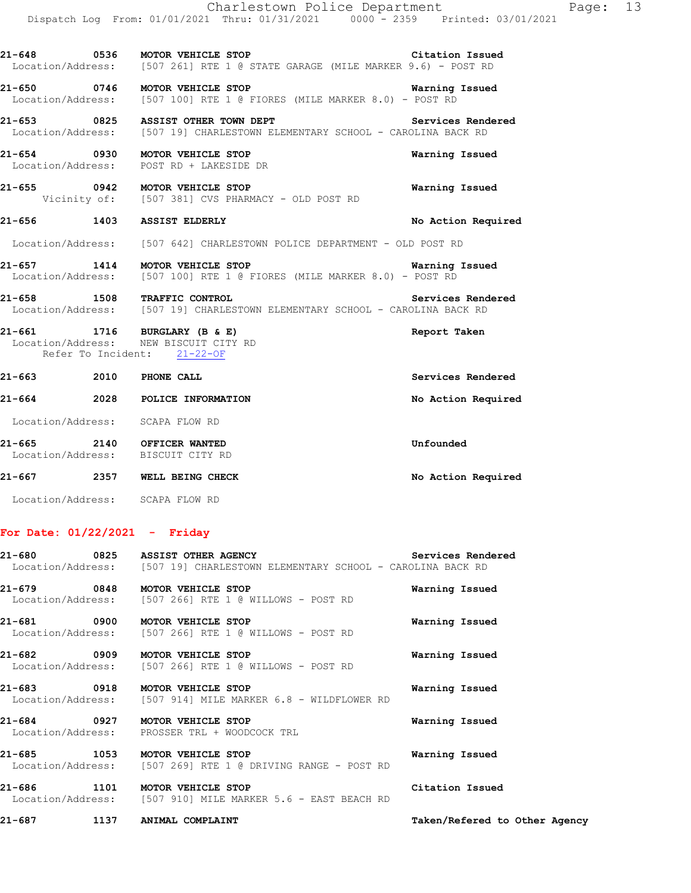21-648 0536 **MOTOR VEHICLE STOP** Citation Issued
Location/Address: [507 261] RTE 1 @ STATE GARAGE (MILE MARKER 9.6) - POST RD

21-650 0746 **MOTOR VEHICLE STOP** Warning Issued
Location/Address: [507 100] RTE 1 @ FIORES (MILE MARKER 8.0) - POST RD

21-653 0825 **ASSIST OTHER TOWN DEPT** Services Rendered
Location/Address: [507 19] CHARLESTOWN ELEMENTARY SCHOOL - CAROLINA BACK RD

21-654 0930 **MOTOR VEHICLE STOP** Warning Issued
Location/Address: POST RD + LAKESIDE DR

21-655 0942 **MOTOR VEHICLE STOP** Warning Issued
Vicinity of: [507 381] CVS PHARMACY - OLD POST RD

21-656 1403 **ASSIST ELDERLY** No Action Required
Location/Address: [507 642] CHARLESTOWN POLICE DEPARTMENT - OLD POST RD

21-657 1414 **MOTOR VEHICLE STOP** Warning Issued
Location/Address: [507 100] RTE 1 @ FIORES (MILE MARKER 8.0) - POST RD

21-658 1508 **TRAFFIC CONTROL** Services Rendered
Location/Address: [507 19] CHARLESTOWN ELEMENTARY SCHOOL - CAROLINA BACK RD

21-661 1716 **BURGLARY (B & E)** Report Taken
Location/Address: NEW BISCUIT CITY RD
Refer To Incident: 21-22-OF

21-663 2010 **PHONE CALL** Services Rendered

21-664 2028 **POLICE INFORMATION** No Action Required
Location/Address: SCAPA FLOW RD

21-665 2140 **OFFICER WANTED** Unfounded
Location/Address: BISCUIT CITY RD

21-667 2357 **WELL BEING CHECK** No Action Required
Location/Address: SCAPA FLOW RD

## For Date: 01/22/2021 - Friday

21-680 0825 **ASSIST OTHER AGENCY** Services Rendered
Location/Address: [507 19] CHARLESTOWN ELEMENTARY SCHOOL - CAROLINA BACK RD

21-679 0848 **MOTOR VEHICLE STOP** Warning Issued
Location/Address: [507 266] RTE 1 @ WILLOWS - POST RD

21-681 0900 **MOTOR VEHICLE STOP** Warning Issued
Location/Address: [507 266] RTE 1 @ WILLOWS - POST RD

21-682 0909 **MOTOR VEHICLE STOP** Warning Issued
Location/Address: [507 266] RTE 1 @ WILLOWS - POST RD

21-683 0918 **MOTOR VEHICLE STOP** Warning Issued
Location/Address: [507 914] MILE MARKER 6.8 - WILDFLOWER RD

21-684 0927 **MOTOR VEHICLE STOP** Warning Issued
Location/Address: PROSSER TRL + WOODCOCK TRL

21-685 1053 **MOTOR VEHICLE STOP** Warning Issued
Location/Address: [507 269] RTE 1 @ DRIVING RANGE - POST RD

21-686 1101 **MOTOR VEHICLE STOP** Citation Issued
Location/Address: [507 910] MILE MARKER 5.6 - EAST BEACH RD

21-687 1137 **ANIMAL COMPLAINT** Taken/Refered to Other Agency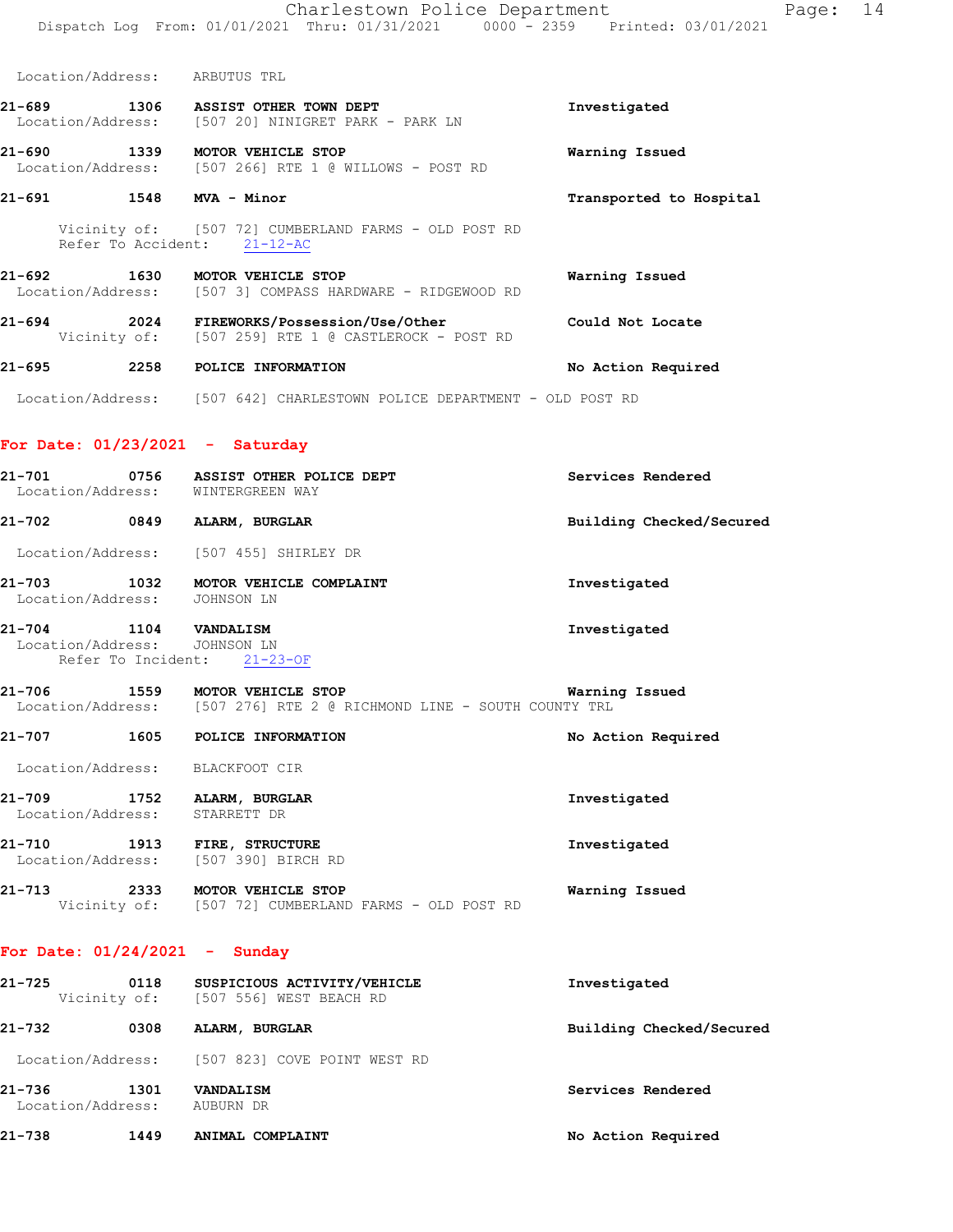Location/Address: ARBUTUS TRL

**21-689** 1306 **ASSIST OTHER TOWN DEPT** Investigated
Location/Address: [507 20] NINIGRET PARK - PARK LN

**21-690** 1339 **MOTOR VEHICLE STOP** Warning Issued
Location/Address: [507 266] RTE 1 @ WILLOWS - POST RD

**21-691** 1548 **MVA - Minor** Transported to Hospital
Vicinity of: [507 72] CUMBERLAND FARMS - OLD POST RD
Refer To Accident: 21-12-AC

**21-692** 1630 **MOTOR VEHICLE STOP** Warning Issued
Location/Address: [507 3] COMPASS HARDWARE - RIDGEWOOD RD

**21-694** 2024 **FIREWORKS/Possession/Use/Other** Could Not Locate
Vicinity of: [507 259] RTE 1 @ CASTLEROCK - POST RD

**21-695** 2258 **POLICE INFORMATION** No Action Required
Location/Address: [507 642] CHARLESTOWN POLICE DEPARTMENT - OLD POST RD

## For Date: 01/23/2021 - Saturday

**21-701** 0756 **ASSIST OTHER POLICE DEPT** Services Rendered
Location/Address: WINTERGREEN WAY

**21-702** 0849 **ALARM, BURGLAR** Building Checked/Secured
Location/Address: [507 455] SHIRLEY DR

**21-703** 1032 **MOTOR VEHICLE COMPLAINT** Investigated
Location/Address: JOHNSON LN

**21-704** 1104 **VANDALISM** Investigated
Location/Address: JOHNSON LN
Refer To Incident: 21-23-OF

**21-706** 1559 **MOTOR VEHICLE STOP** Warning Issued
Location/Address: [507 276] RTE 2 @ RICHMOND LINE - SOUTH COUNTY TRL

**21-707** 1605 **POLICE INFORMATION** No Action Required
Location/Address: BLACKFOOT CIR

**21-709** 1752 **ALARM, BURGLAR** Investigated
Location/Address: STARRETT DR

**21-710** 1913 **FIRE, STRUCTURE** Investigated
Location/Address: [507 390] BIRCH RD

**21-713** 2333 **MOTOR VEHICLE STOP** Warning Issued
Vicinity of: [507 72] CUMBERLAND FARMS - OLD POST RD

## For Date: 01/24/2021 - Sunday

**21-725** 0118 **SUSPICIOUS ACTIVITY/VEHICLE** Investigated
Vicinity of: [507 556] WEST BEACH RD

**21-732** 0308 **ALARM, BURGLAR** Building Checked/Secured
Location/Address: [507 823] COVE POINT WEST RD

**21-736** 1301 **VANDALISM** Services Rendered
Location/Address: AUBURN DR

**21-738** 1449 **ANIMAL COMPLAINT** No Action Required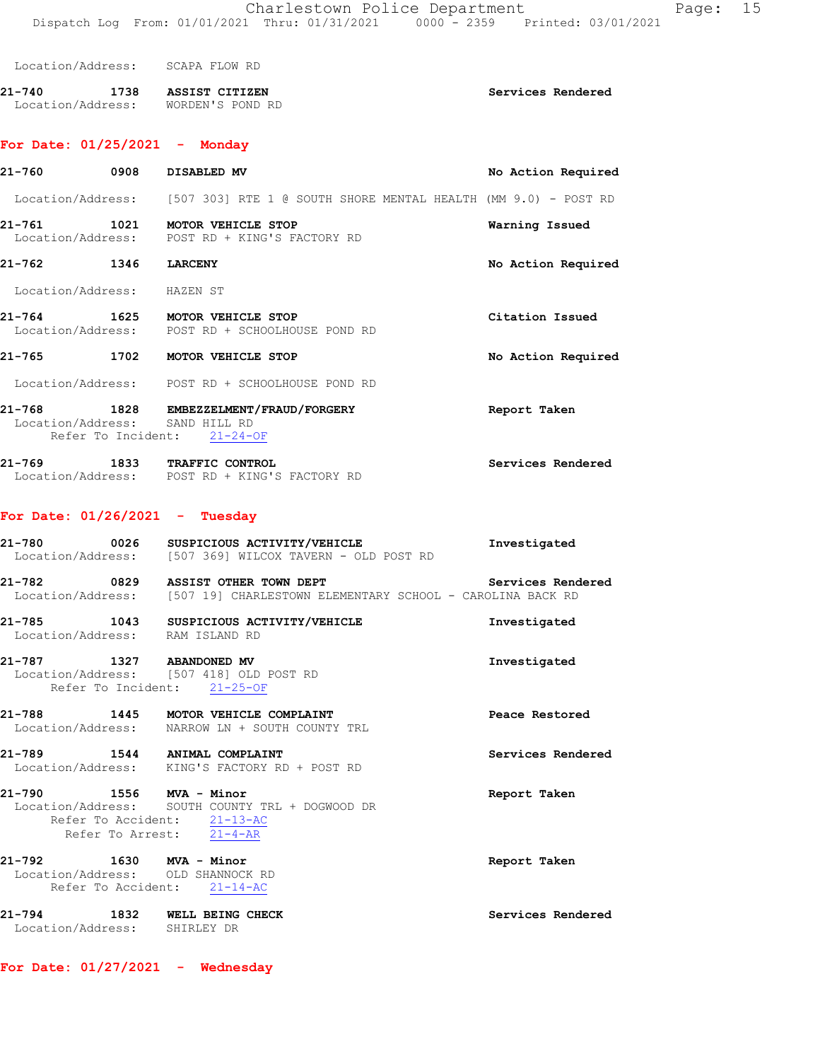Location/Address: SCAPA FLOW RD

**21-740** 1738 **ASSIST CITIZEN** Services Rendered
Location/Address: WORDEN'S POND RD

## For Date: 01/25/2021 - Monday

**21-760** 0908 **DISABLED MV** No Action Required
Location/Address: [507 303] RTE 1 @ SOUTH SHORE MENTAL HEALTH (MM 9.0) - POST RD

**21-761** 1021 **MOTOR VEHICLE STOP** Warning Issued
Location/Address: POST RD + KING'S FACTORY RD

**21-762** 1346 **LARCENY** No Action Required
Location/Address: HAZEN ST

**21-764** 1625 **MOTOR VEHICLE STOP** Citation Issued
Location/Address: POST RD + SCHOOLHOUSE POND RD

**21-765** 1702 **MOTOR VEHICLE STOP** No Action Required
Location/Address: POST RD + SCHOOLHOUSE POND RD

**21-768** 1828 **EMBEZZELMENT/FRAUD/FORGERY** Report Taken
Location/Address: SAND HILL RD
Refer To Incident: 21-24-OF

**21-769** 1833 **TRAFFIC CONTROL** Services Rendered
Location/Address: POST RD + KING'S FACTORY RD

## For Date: 01/26/2021 - Tuesday

**21-780** 0026 **SUSPICIOUS ACTIVITY/VEHICLE** Investigated
Location/Address: [507 369] WILCOX TAVERN - OLD POST RD

**21-782** 0829 **ASSIST OTHER TOWN DEPT** Services Rendered
Location/Address: [507 19] CHARLESTOWN ELEMENTARY SCHOOL - CAROLINA BACK RD

**21-785** 1043 **SUSPICIOUS ACTIVITY/VEHICLE** Investigated
Location/Address: RAM ISLAND RD

**21-787** 1327 **ABANDONED MV** Investigated
Location/Address: [507 418] OLD POST RD
Refer To Incident: 21-25-OF

**21-788** 1445 **MOTOR VEHICLE COMPLAINT** Peace Restored
Location/Address: NARROW LN + SOUTH COUNTY TRL

**21-789** 1544 **ANIMAL COMPLAINT** Services Rendered
Location/Address: KING'S FACTORY RD + POST RD

**21-790** 1556 **MVA - Minor** Report Taken
Location/Address: SOUTH COUNTY TRL + DOGWOOD DR
Refer To Accident: 21-13-AC
Refer To Arrest: 21-4-AR

**21-792** 1630 **MVA - Minor** Report Taken
Location/Address: OLD SHANNOCK RD
Refer To Accident: 21-14-AC

**21-794** 1832 **WELL BEING CHECK** Services Rendered
Location/Address: SHIRLEY DR

## For Date: 01/27/2021 - Wednesday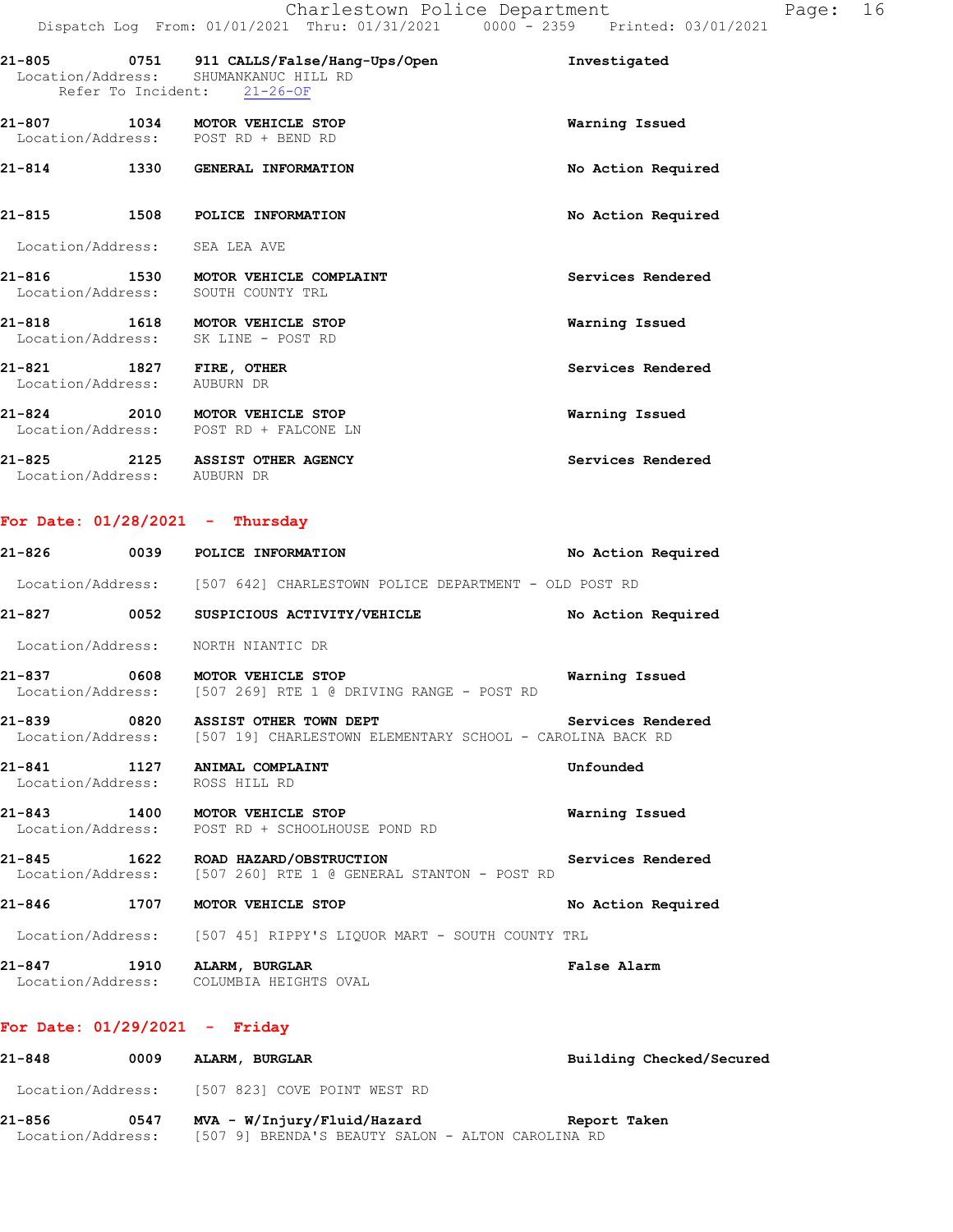21-805 0751 911 CALLS/False/Hang-Ups/Open — Investigated
Location/Address: SHUMANKANUC HILL RD
Refer To Incident: 21-26-OF

21-807 1034 MOTOR VEHICLE STOP — Warning Issued
Location/Address: POST RD + BEND RD

21-814 1330 GENERAL INFORMATION — No Action Required

21-815 1508 POLICE INFORMATION — No Action Required
Location/Address: SEA LEA AVE

21-816 1530 MOTOR VEHICLE COMPLAINT — Services Rendered
Location/Address: SOUTH COUNTY TRL

21-818 1618 MOTOR VEHICLE STOP — Warning Issued
Location/Address: SK LINE - POST RD

21-821 1827 FIRE, OTHER — Services Rendered
Location/Address: AUBURN DR

21-824 2010 MOTOR VEHICLE STOP — Warning Issued
Location/Address: POST RD + FALCONE LN

21-825 2125 ASSIST OTHER AGENCY — Services Rendered
Location/Address: AUBURN DR

## For Date: 01/28/2021 - Thursday

21-826 0039 POLICE INFORMATION — No Action Required
Location/Address: [507 642] CHARLESTOWN POLICE DEPARTMENT - OLD POST RD

21-827 0052 SUSPICIOUS ACTIVITY/VEHICLE — No Action Required
Location/Address: NORTH NIANTIC DR

21-837 0608 MOTOR VEHICLE STOP — Warning Issued
Location/Address: [507 269] RTE 1 @ DRIVING RANGE - POST RD

21-839 0820 ASSIST OTHER TOWN DEPT — Services Rendered
Location/Address: [507 19] CHARLESTOWN ELEMENTARY SCHOOL - CAROLINA BACK RD

21-841 1127 ANIMAL COMPLAINT — Unfounded
Location/Address: ROSS HILL RD

21-843 1400 MOTOR VEHICLE STOP — Warning Issued
Location/Address: POST RD + SCHOOLHOUSE POND RD

21-845 1622 ROAD HAZARD/OBSTRUCTION — Services Rendered
Location/Address: [507 260] RTE 1 @ GENERAL STANTON - POST RD

21-846 1707 MOTOR VEHICLE STOP — No Action Required
Location/Address: [507 45] RIPPY'S LIQUOR MART - SOUTH COUNTY TRL

21-847 1910 ALARM, BURGLAR — False Alarm
Location/Address: COLUMBIA HEIGHTS OVAL

## For Date: 01/29/2021 - Friday

21-848 0009 ALARM, BURGLAR — Building Checked/Secured
Location/Address: [507 823] COVE POINT WEST RD

21-856 0547 MVA - W/Injury/Fluid/Hazard — Report Taken
Location/Address: [507 9] BRENDA'S BEAUTY SALON - ALTON CAROLINA RD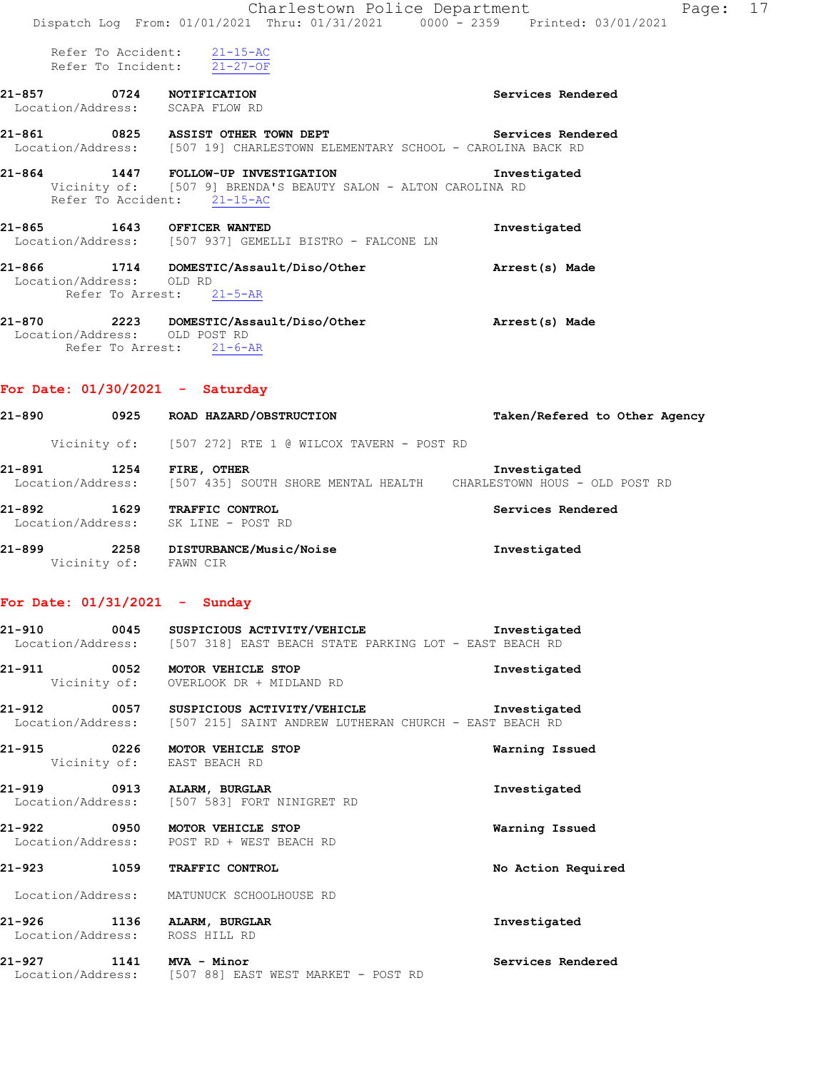Refer To Accident: 21-15-AC
Refer To Incident: 21-27-OF

**21-857 0724 NOTIFICATION** — **Services Rendered**
Location/Address: SCAPA FLOW RD

**21-861 0825 ASSIST OTHER TOWN DEPT** — **Services Rendered**
Location/Address: [507 19] CHARLESTOWN ELEMENTARY SCHOOL - CAROLINA BACK RD

**21-864 1447 FOLLOW-UP INVESTIGATION** — **Investigated**
Vicinity of: [507 9] BRENDA'S BEAUTY SALON - ALTON CAROLINA RD
Refer To Accident: 21-15-AC

**21-865 1643 OFFICER WANTED** — **Investigated**
Location/Address: [507 937] GEMELLI BISTRO - FALCONE LN

**21-866 1714 DOMESTIC/Assault/Diso/Other** — **Arrest(s) Made**
Location/Address: OLD RD
Refer To Arrest: 21-5-AR

**21-870 2223 DOMESTIC/Assault/Diso/Other** — **Arrest(s) Made**
Location/Address: OLD POST RD
Refer To Arrest: 21-6-AR

## For Date: 01/30/2021 - Saturday

**21-890 0925 ROAD HAZARD/OBSTRUCTION** — **Taken/Refered to Other Agency**
Vicinity of: [507 272] RTE 1 @ WILCOX TAVERN - POST RD

**21-891 1254 FIRE, OTHER** — **Investigated**
Location/Address: [507 435] SOUTH SHORE MENTAL HEALTH CHARLESTOWN HOUS - OLD POST RD

**21-892 1629 TRAFFIC CONTROL** — **Services Rendered**
Location/Address: SK LINE - POST RD

**21-899 2258 DISTURBANCE/Music/Noise** — **Investigated**
Vicinity of: FAWN CIR

## For Date: 01/31/2021 - Sunday

**21-910 0045 SUSPICIOUS ACTIVITY/VEHICLE** — **Investigated**
Location/Address: [507 318] EAST BEACH STATE PARKING LOT - EAST BEACH RD

**21-911 0052 MOTOR VEHICLE STOP** — **Investigated**
Vicinity of: OVERLOOK DR + MIDLAND RD

**21-912 0057 SUSPICIOUS ACTIVITY/VEHICLE** — **Investigated**
Location/Address: [507 215] SAINT ANDREW LUTHERAN CHURCH - EAST BEACH RD

**21-915 0226 MOTOR VEHICLE STOP** — **Warning Issued**
Vicinity of: EAST BEACH RD

**21-919 0913 ALARM, BURGLAR** — **Investigated**
Location/Address: [507 583] FORT NINIGRET RD

**21-922 0950 MOTOR VEHICLE STOP** — **Warning Issued**
Location/Address: POST RD + WEST BEACH RD

**21-923 1059 TRAFFIC CONTROL** — **No Action Required**
Location/Address: MATUNUCK SCHOOLHOUSE RD

**21-926 1136 ALARM, BURGLAR** — **Investigated**
Location/Address: ROSS HILL RD

**21-927 1141 MVA - Minor** — **Services Rendered**
Location/Address: [507 88] EAST WEST MARKET - POST RD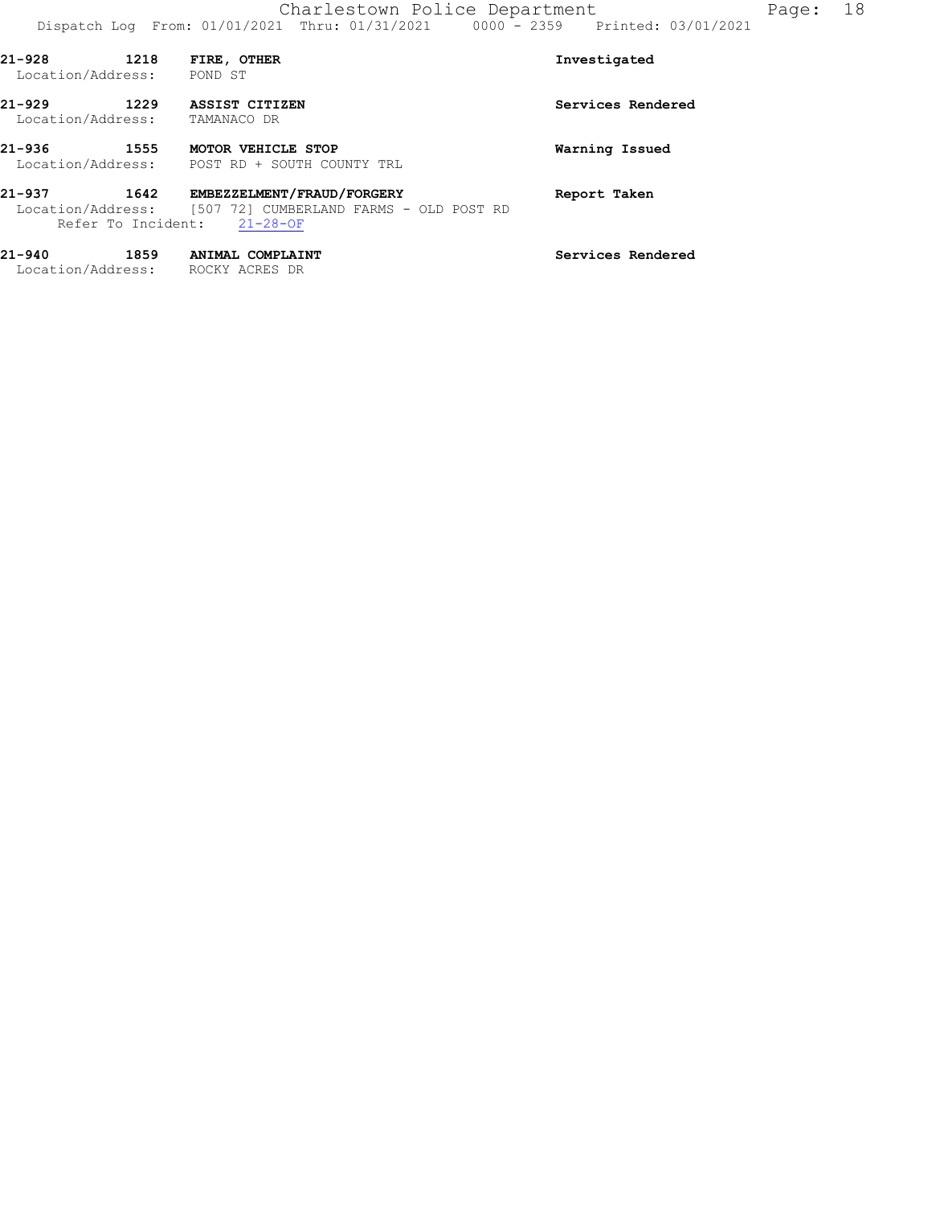**21-928 1218 FIRE, OTHER** **Investigated**
Location/Address: POND ST

**21-929 1229 ASSIST CITIZEN** **Services Rendered**
Location/Address: TAMANACO DR

**21-936 1555 MOTOR VEHICLE STOP** **Warning Issued**
Location/Address: POST RD + SOUTH COUNTY TRL

**21-937 1642 EMBEZZELMENT/FRAUD/FORGERY** **Report Taken**
Location/Address: [507 72] CUMBERLAND FARMS - OLD POST RD
Refer To Incident: 21-28-OF

**21-940 1859 ANIMAL COMPLAINT** **Services Rendered**
Location/Address: ROCKY ACRES DR